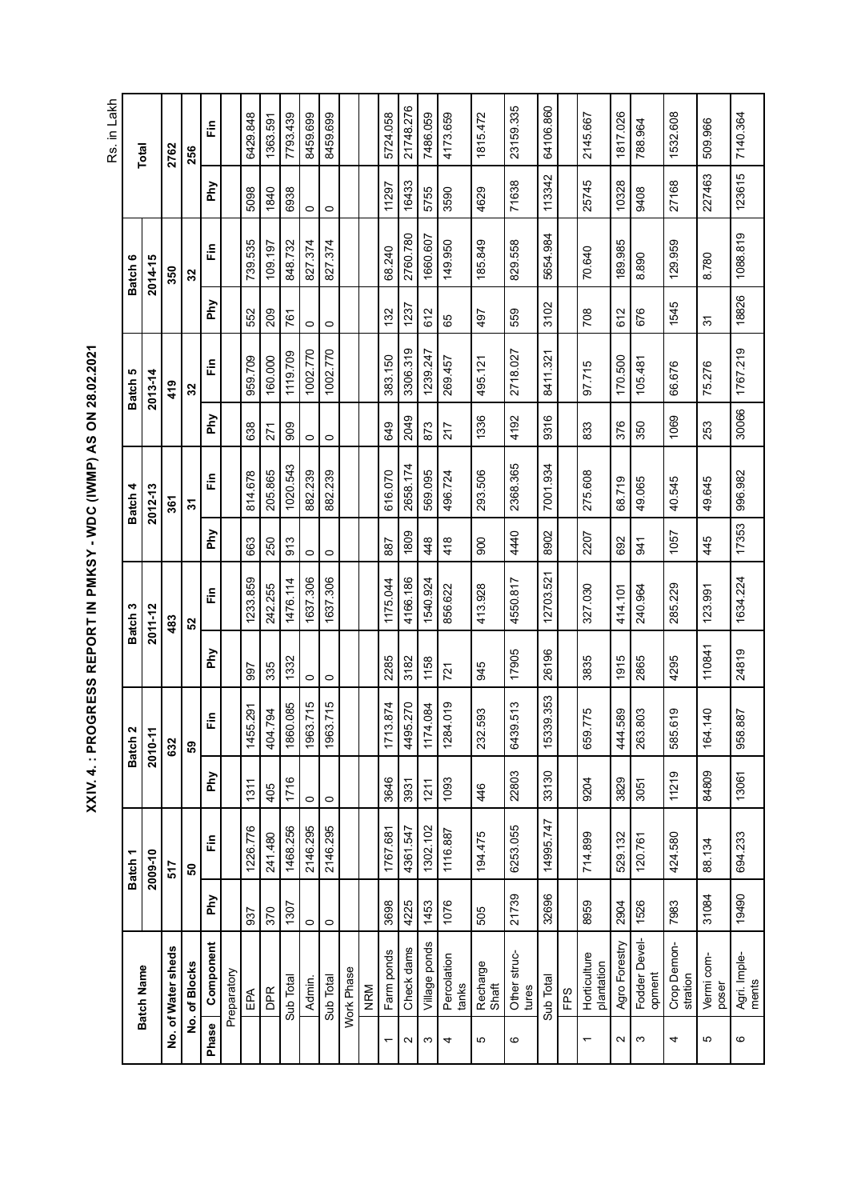# XXIV. 4. : PROGRESS REPORT IN PMKSY - WDC (IWMP) AS ON 28.02.2021

Rs. in Lakh

| Phase | Component | Batch 1 | | Batch 2 | | Batch 3 | | Batch 4 | | Batch 5 | | Batch 6 | | Total | |
|---|---|---|---|---|---|---|---|---|---|---|---|---|---|---|---|
| Batch Name | | 2009-10 | | 2010-11 | | 2011-12 | | 2012-13 | | 2013-14 | | 2014-15 | | | |
| No. of Water sheds | | 517 | | 632 | | 483 | | 361 | | 419 | | 350 | | 2762 | |
| No. of Blocks | | 50 | | 59 | | 52 | | 31 | | 32 | | 32 | | 256 | |
| | | Phy | Fin | Phy | Fin | Phy | Fin | Phy | Fin | Phy | Fin | Phy | Fin | Phy | Fin |
| Preparatory | | | | | | | | | | | | | | | |
| | EPA | 937 | 1226.776 | 1311 | 1455.291 | 997 | 1233.859 | 663 | 814.678 | 638 | 959.709 | 552 | 739.535 | 5098 | 6429.848 |
| | DPR | 370 | 241.480 | 405 | 404.794 | 335 | 242.255 | 250 | 205.865 | 271 | 160.000 | 209 | 109.197 | 1840 | 1363.591 |
| | Sub Total | 1307 | 1468.256 | 1716 | 1860.085 | 1332 | 1476.114 | 913 | 1020.543 | 909 | 1119.709 | 761 | 848.732 | 6938 | 7793.439 |
| | Admin. | 0 | 2146.295 | 0 | 1963.715 | 0 | 1637.306 | 0 | 882.239 | 0 | 1002.770 | 0 | 827.374 | 0 | 8459.699 |
| | Sub Total | 0 | 2146.295 | 0 | 1963.715 | 0 | 1637.306 | 0 | 882.239 | 0 | 1002.770 | 0 | 827.374 | 0 | 8459.699 |
| Work Phase | | | | | | | | | | | | | | | |
| NRM | | | | | | | | | | | | | | | |
| 1 | Farm ponds | 3698 | 1767.681 | 3646 | 1713.874 | 2285 | 1175.044 | 887 | 616.070 | 649 | 383.150 | 132 | 68.240 | 11297 | 5724.058 |
| 2 | Check dams | 4225 | 4361.547 | 3931 | 4495.270 | 3182 | 4166.186 | 1809 | 2658.174 | 2049 | 3306.319 | 1237 | 2760.780 | 16433 | 21748.276 |
| 3 | Village ponds | 1453 | 1302.102 | 1211 | 1174.084 | 1158 | 1540.924 | 448 | 569.095 | 873 | 1239.247 | 612 | 1660.607 | 5755 | 7486.059 |
| 4 | Percolation tanks | 1076 | 1116.887 | 1093 | 1284.019 | 721 | 856.622 | 418 | 496.724 | 217 | 269.457 | 65 | 149.950 | 3590 | 4173.659 |
| 5 | Recharge Shaft | 505 | 194.475 | 446 | 232.593 | 945 | 413.928 | 900 | 293.506 | 1336 | 495.121 | 497 | 185.849 | 4629 | 1815.472 |
| 6 | Other structures | 21739 | 6253.055 | 22803 | 6439.513 | 17905 | 4550.817 | 4440 | 2368.365 | 4192 | 2718.027 | 559 | 829.558 | 71638 | 23159.335 |
| | Sub Total | 32696 | 14995.747 | 33130 | 15339.353 | 26196 | 12703.521 | 8902 | 7001.934 | 9316 | 8411.321 | 3102 | 5654.984 | 113342 | 64106.860 |
| FPS | | | | | | | | | | | | | | | |
| 1 | Horticulture plantation | 8959 | 714.899 | 9204 | 659.775 | 3835 | 327.030 | 2207 | 275.608 | 833 | 97.715 | 708 | 70.640 | 25745 | 2145.667 |
| 2 | Agro Forestry | 2904 | 529.132 | 3829 | 444.589 | 1915 | 414.101 | 692 | 68.719 | 376 | 170.500 | 612 | 189.985 | 10328 | 1817.026 |
| 3 | Fodder Development | 1526 | 120.761 | 3051 | 263.803 | 2865 | 240.964 | 941 | 49.065 | 350 | 105.481 | 676 | 8.890 | 9408 | 788.964 |
| 4 | Crop Demonstration | 7983 | 424.580 | 11219 | 585.619 | 4295 | 285.229 | 1057 | 40.545 | 1069 | 66.676 | 1545 | 129.959 | 27168 | 1532.608 |
| 5 | Vermi composer | 31084 | 88.134 | 84809 | 164.140 | 110841 | 123.991 | 445 | 49.645 | 253 | 75.276 | 31 | 8.780 | 227463 | 509.966 |
| 6 | Agri. Implements | 19490 | 694.233 | 13061 | 958.887 | 24819 | 1634.224 | 17353 | 996.982 | 30066 | 1767.219 | 18826 | 1088.819 | 123615 | 7140.364 |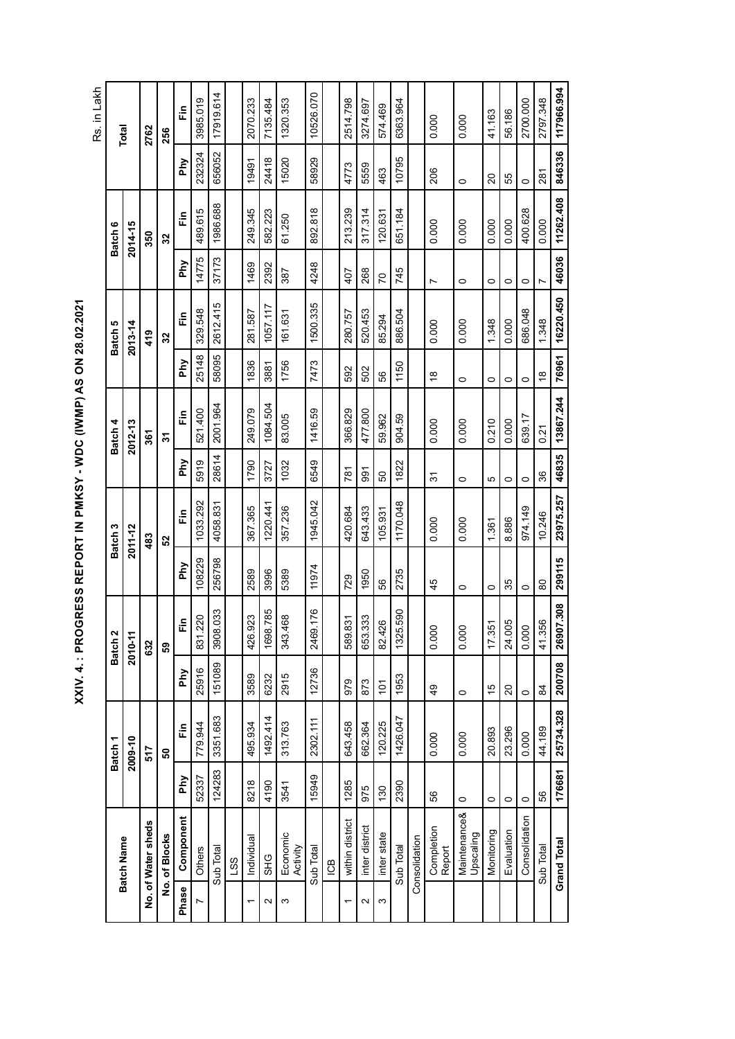# XXIV. 4. : PROGRESS REPORT IN PMKSY - WDC (IWMP) AS ON 28.02.2021

Rs. in Lakh

| Batch Name | | Batch 1 | | Batch 2 | | Batch 3 | | Batch 4 | | Batch 5 | | Batch 6 | | Total | |
|---|---|---|---|---|---|---|---|---|---|---|---|---|---|---|---|
| | | 2009-10 | | 2010-11 | | 2011-12 | | 2012-13 | | 2013-14 | | 2014-15 | | | |
| No. of Water sheds | | 517 | | 632 | | 483 | | 361 | | 419 | | 350 | | 2762 | |
| No. of Blocks | | 50 | | 59 | | 52 | | 31 | | 32 | | 32 | | 256 | |
| Phase | Component | Phy | Fin | Phy | Fin | Phy | Fin | Phy | Fin | Phy | Fin | Phy | Fin | Phy | Fin |
| 7 | Others | 52337 | 779.944 | 25916 | 831.220 | 108229 | 1033.292 | 5919 | 521.400 | 25148 | 329.548 | 14775 | 489.615 | 232324 | 3985.019 |
| | Sub Total | 124283 | 3351.683 | 151089 | 3908.033 | 256798 | 4058.831 | 28614 | 2001.964 | 58095 | 2612.415 | 37173 | 1986.688 | 656052 | 17919.614 |
| | LSS | | | | | | | | | | | | | | |
| 1 | Individual | 8218 | 495.934 | 3589 | 426.923 | 2589 | 367.365 | 1790 | 249.079 | 1836 | 281.587 | 1469 | 249.345 | 19491 | 2070.233 |
| 2 | SHG | 4190 | 1492.414 | 6232 | 1698.785 | 3996 | 1220.441 | 3727 | 1084.504 | 3881 | 1057.117 | 2392 | 582.223 | 24418 | 7135.484 |
| 3 | Economic Activity | 3541 | 313.763 | 2915 | 343.468 | 5389 | 357.236 | 1032 | 83.005 | 1756 | 161.631 | 387 | 61.250 | 15020 | 1320.353 |
| | Sub Total | 15949 | 2302.111 | 12736 | 2469.176 | 11974 | 1945.042 | 6549 | 1416.59 | 7473 | 1500.335 | 4248 | 892.818 | 58929 | 10526.070 |
| | ICB | | | | | | | | | | | | | | |
| 1 | within district | 1285 | 643.458 | 979 | 589.831 | 729 | 420.684 | 781 | 366.829 | 592 | 280.757 | 407 | 213.239 | 4773 | 2514.798 |
| 2 | inter district | 975 | 662.364 | 873 | 653.333 | 1950 | 643.433 | 991 | 477.800 | 502 | 520.453 | 268 | 317.314 | 5559 | 3274.697 |
| 3 | inter state | 130 | 120.225 | 101 | 82.426 | 56 | 105.931 | 50 | 59.962 | 56 | 85.294 | 70 | 120.631 | 463 | 574.469 |
| | Sub Total | 2390 | 1426.047 | 1953 | 1325.590 | 2735 | 1170.048 | 1822 | 904.59 | 1150 | 886.504 | 745 | 651.184 | 10795 | 6363.964 |
| | Consolidation | | | | | | | | | | | | | | |
| | Completion Report | 56 | 0.000 | 49 | 0.000 | 45 | 0.000 | 31 | 0.000 | 18 | 0.000 | 7 | 0.000 | 206 | 0.000 |
| | Maintenance& Upscaling | 0 | 0.000 | 0 | 0.000 | 0 | 0.000 | 0 | 0.000 | 0 | 0.000 | 0 | 0.000 | 0 | 0.000 |
| | Monitoring | 0 | 20.893 | 15 | 17.351 | 0 | 1.361 | 5 | 0.210 | 0 | 1.348 | 0 | 0.000 | 20 | 41.163 |
| | Evaluation | 0 | 23.296 | 20 | 24.005 | 35 | 8.886 | 0 | 0.000 | 0 | 0.000 | 0 | 0.000 | 55 | 56.186 |
| | Consolidation | 0 | 0.000 | 0 | 0.000 | 0 | 974.149 | 0 | 639.17 | 0 | 686.048 | 0 | 400.628 | 0 | 2700.000 |
| | Sub Total | 56 | 44.189 | 84 | 41.356 | 80 | 10.246 | 36 | 0.21 | 18 | 1.348 | 7 | 0.000 | 281 | 2797.348 |
| **Grand Total** | | **176681** | **25734.328** | **200708** | **26907.308** | **299115** | **23975.257** | **46835** | **13867.244** | **76961** | **16220.450** | **46036** | **11262.408** | **846336** | **117966.994** |